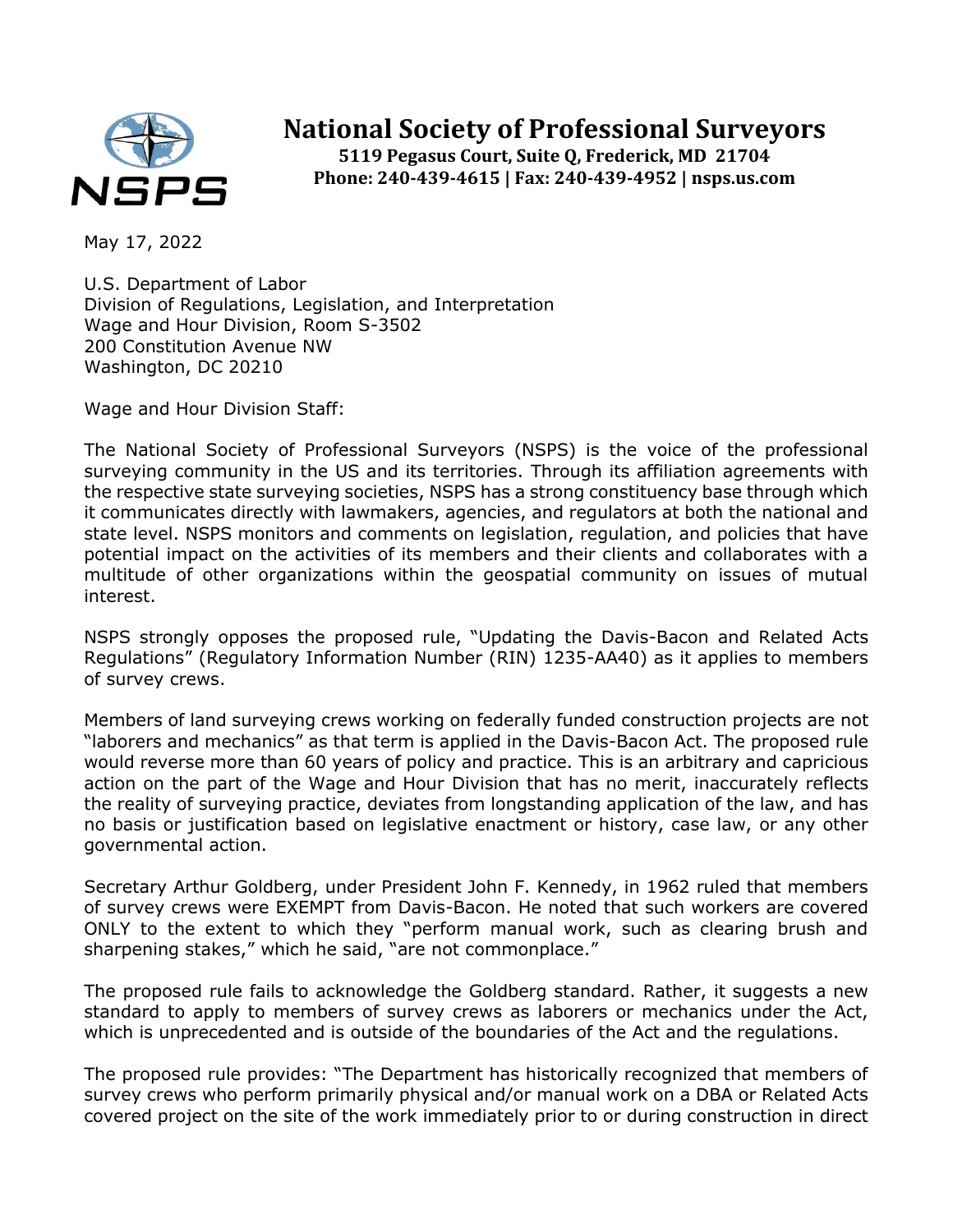# National Society of Professional Surveyors

**5119 Pegasus Court, Suite Q, Frederick, MD 21704**
**Phone: 240-439-4615 | Fax: 240-439-4952 | nsps.us.com**

May 17, 2022

U.S. Department of Labor
Division of Regulations, Legislation, and Interpretation
Wage and Hour Division, Room S-3502
200 Constitution Avenue NW
Washington, DC 20210

Wage and Hour Division Staff:

The National Society of Professional Surveyors (NSPS) is the voice of the professional surveying community in the US and its territories. Through its affiliation agreements with the respective state surveying societies, NSPS has a strong constituency base through which it communicates directly with lawmakers, agencies, and regulators at both the national and state level. NSPS monitors and comments on legislation, regulation, and policies that have potential impact on the activities of its members and their clients and collaborates with a multitude of other organizations within the geospatial community on issues of mutual interest.

NSPS strongly opposes the proposed rule, "Updating the Davis-Bacon and Related Acts Regulations" (Regulatory Information Number (RIN) 1235-AA40) as it applies to members of survey crews.

Members of land surveying crews working on federally funded construction projects are not "laborers and mechanics" as that term is applied in the Davis-Bacon Act. The proposed rule would reverse more than 60 years of policy and practice. This is an arbitrary and capricious action on the part of the Wage and Hour Division that has no merit, inaccurately reflects the reality of surveying practice, deviates from longstanding application of the law, and has no basis or justification based on legislative enactment or history, case law, or any other governmental action.

Secretary Arthur Goldberg, under President John F. Kennedy, in 1962 ruled that members of survey crews were EXEMPT from Davis-Bacon. He noted that such workers are covered ONLY to the extent to which they "perform manual work, such as clearing brush and sharpening stakes," which he said, "are not commonplace."

The proposed rule fails to acknowledge the Goldberg standard. Rather, it suggests a new standard to apply to members of survey crews as laborers or mechanics under the Act, which is unprecedented and is outside of the boundaries of the Act and the regulations.

The proposed rule provides: "The Department has historically recognized that members of survey crews who perform primarily physical and/or manual work on a DBA or Related Acts covered project on the site of the work immediately prior to or during construction in direct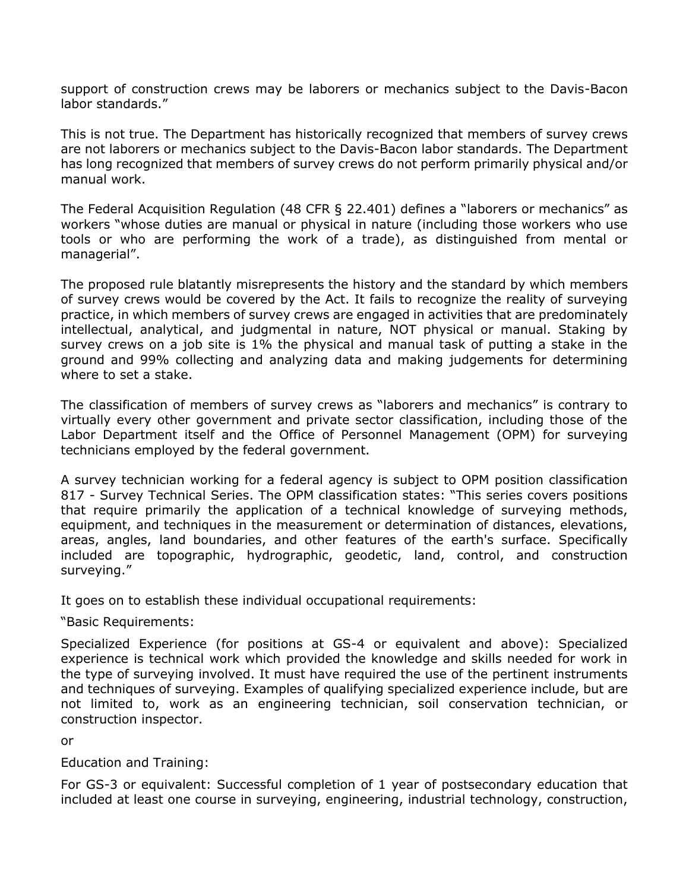support of construction crews may be laborers or mechanics subject to the Davis-Bacon labor standards."

This is not true. The Department has historically recognized that members of survey crews are not laborers or mechanics subject to the Davis-Bacon labor standards. The Department has long recognized that members of survey crews do not perform primarily physical and/or manual work.

The Federal Acquisition Regulation (48 CFR § 22.401) defines a "laborers or mechanics" as workers "whose duties are manual or physical in nature (including those workers who use tools or who are performing the work of a trade), as distinguished from mental or managerial".

The proposed rule blatantly misrepresents the history and the standard by which members of survey crews would be covered by the Act. It fails to recognize the reality of surveying practice, in which members of survey crews are engaged in activities that are predominately intellectual, analytical, and judgmental in nature, NOT physical or manual. Staking by survey crews on a job site is 1% the physical and manual task of putting a stake in the ground and 99% collecting and analyzing data and making judgements for determining where to set a stake.

The classification of members of survey crews as "laborers and mechanics" is contrary to virtually every other government and private sector classification, including those of the Labor Department itself and the Office of Personnel Management (OPM) for surveying technicians employed by the federal government.

A survey technician working for a federal agency is subject to OPM position classification 817 - Survey Technical Series. The OPM classification states: "This series covers positions that require primarily the application of a technical knowledge of surveying methods, equipment, and techniques in the measurement or determination of distances, elevations, areas, angles, land boundaries, and other features of the earth's surface. Specifically included are topographic, hydrographic, geodetic, land, control, and construction surveying."

It goes on to establish these individual occupational requirements:

"Basic Requirements:

Specialized Experience (for positions at GS-4 or equivalent and above): Specialized experience is technical work which provided the knowledge and skills needed for work in the type of surveying involved. It must have required the use of the pertinent instruments and techniques of surveying. Examples of qualifying specialized experience include, but are not limited to, work as an engineering technician, soil conservation technician, or construction inspector.

or

Education and Training:

For GS-3 or equivalent: Successful completion of 1 year of postsecondary education that included at least one course in surveying, engineering, industrial technology, construction,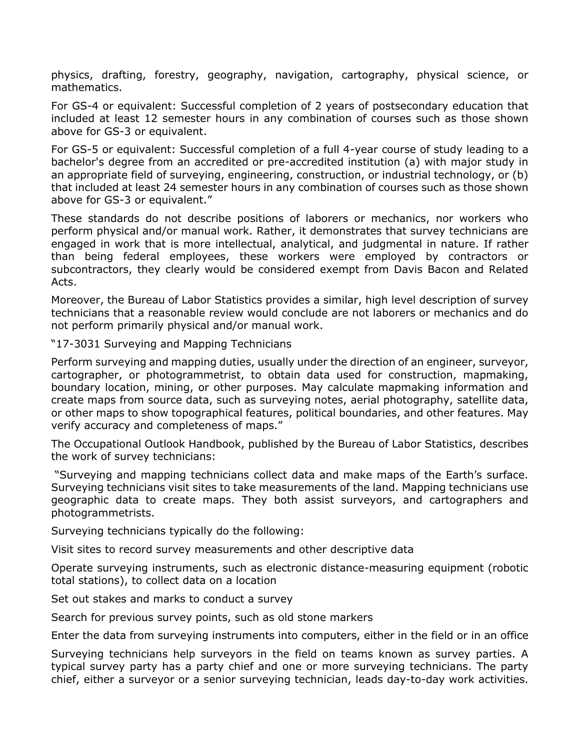physics, drafting, forestry, geography, navigation, cartography, physical science, or mathematics.

For GS-4 or equivalent: Successful completion of 2 years of postsecondary education that included at least 12 semester hours in any combination of courses such as those shown above for GS-3 or equivalent.

For GS-5 or equivalent: Successful completion of a full 4-year course of study leading to a bachelor's degree from an accredited or pre-accredited institution (a) with major study in an appropriate field of surveying, engineering, construction, or industrial technology, or (b) that included at least 24 semester hours in any combination of courses such as those shown above for GS-3 or equivalent."

These standards do not describe positions of laborers or mechanics, nor workers who perform physical and/or manual work. Rather, it demonstrates that survey technicians are engaged in work that is more intellectual, analytical, and judgmental in nature. If rather than being federal employees, these workers were employed by contractors or subcontractors, they clearly would be considered exempt from Davis Bacon and Related Acts.

Moreover, the Bureau of Labor Statistics provides a similar, high level description of survey technicians that a reasonable review would conclude are not laborers or mechanics and do not perform primarily physical and/or manual work.

"17-3031 Surveying and Mapping Technicians

Perform surveying and mapping duties, usually under the direction of an engineer, surveyor, cartographer, or photogrammetrist, to obtain data used for construction, mapmaking, boundary location, mining, or other purposes. May calculate mapmaking information and create maps from source data, such as surveying notes, aerial photography, satellite data, or other maps to show topographical features, political boundaries, and other features. May verify accuracy and completeness of maps."

The Occupational Outlook Handbook, published by the Bureau of Labor Statistics, describes the work of survey technicians:

"Surveying and mapping technicians collect data and make maps of the Earth's surface. Surveying technicians visit sites to take measurements of the land. Mapping technicians use geographic data to create maps. They both assist surveyors, and cartographers and photogrammetrists.

Surveying technicians typically do the following:

Visit sites to record survey measurements and other descriptive data

Operate surveying instruments, such as electronic distance-measuring equipment (robotic total stations), to collect data on a location

Set out stakes and marks to conduct a survey

Search for previous survey points, such as old stone markers

Enter the data from surveying instruments into computers, either in the field or in an office

Surveying technicians help surveyors in the field on teams known as survey parties. A typical survey party has a party chief and one or more surveying technicians. The party chief, either a surveyor or a senior surveying technician, leads day-to-day work activities.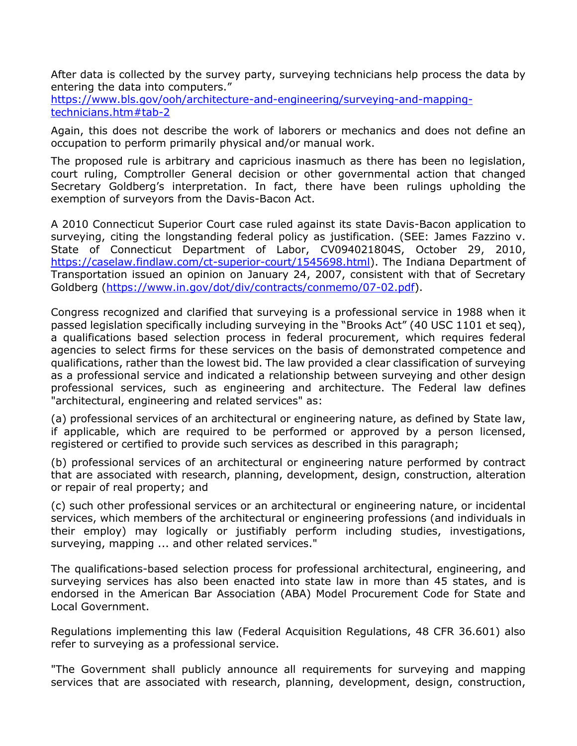After data is collected by the survey party, surveying technicians help process the data by entering the data into computers."
https://www.bls.gov/ooh/architecture-and-engineering/surveying-and-mapping-technicians.htm#tab-2

Again, this does not describe the work of laborers or mechanics and does not define an occupation to perform primarily physical and/or manual work.

The proposed rule is arbitrary and capricious inasmuch as there has been no legislation, court ruling, Comptroller General decision or other governmental action that changed Secretary Goldberg's interpretation. In fact, there have been rulings upholding the exemption of surveyors from the Davis-Bacon Act.

A 2010 Connecticut Superior Court case ruled against its state Davis-Bacon application to surveying, citing the longstanding federal policy as justification. (SEE: James Fazzino v. State of Connecticut Department of Labor, CV094021804S, October 29, 2010, https://caselaw.findlaw.com/ct-superior-court/1545698.html). The Indiana Department of Transportation issued an opinion on January 24, 2007, consistent with that of Secretary Goldberg (https://www.in.gov/dot/div/contracts/conmemo/07-02.pdf).

Congress recognized and clarified that surveying is a professional service in 1988 when it passed legislation specifically including surveying in the "Brooks Act" (40 USC 1101 et seq), a qualifications based selection process in federal procurement, which requires federal agencies to select firms for these services on the basis of demonstrated competence and qualifications, rather than the lowest bid. The law provided a clear classification of surveying as a professional service and indicated a relationship between surveying and other design professional services, such as engineering and architecture. The Federal law defines "architectural, engineering and related services" as:

(a) professional services of an architectural or engineering nature, as defined by State law, if applicable, which are required to be performed or approved by a person licensed, registered or certified to provide such services as described in this paragraph;

(b) professional services of an architectural or engineering nature performed by contract that are associated with research, planning, development, design, construction, alteration or repair of real property; and

(c) such other professional services or an architectural or engineering nature, or incidental services, which members of the architectural or engineering professions (and individuals in their employ) may logically or justifiably perform including studies, investigations, surveying, mapping ... and other related services."

The qualifications-based selection process for professional architectural, engineering, and surveying services has also been enacted into state law in more than 45 states, and is endorsed in the American Bar Association (ABA) Model Procurement Code for State and Local Government.

Regulations implementing this law (Federal Acquisition Regulations, 48 CFR 36.601) also refer to surveying as a professional service.

"The Government shall publicly announce all requirements for surveying and mapping services that are associated with research, planning, development, design, construction,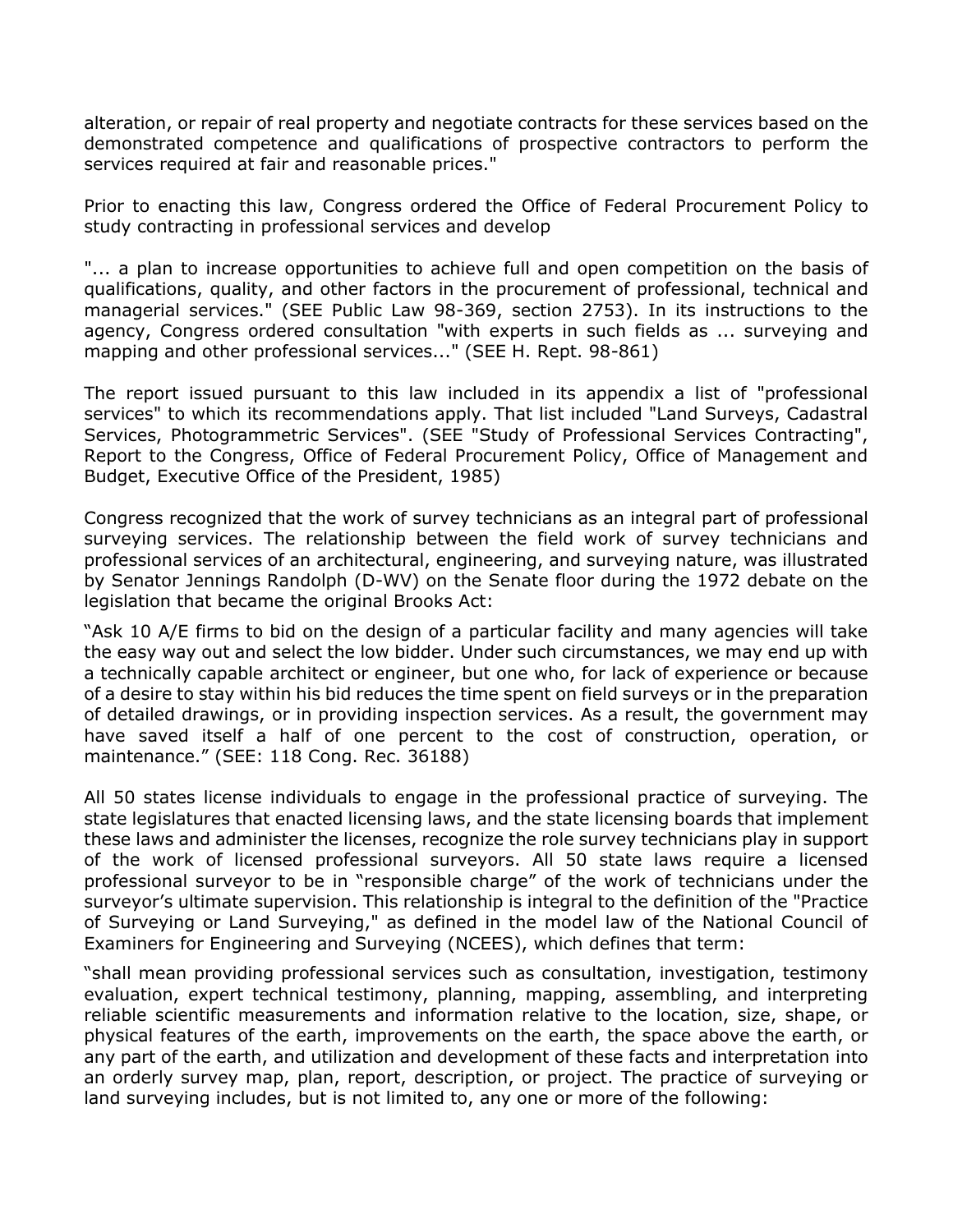alteration, or repair of real property and negotiate contracts for these services based on the demonstrated competence and qualifications of prospective contractors to perform the services required at fair and reasonable prices."

Prior to enacting this law, Congress ordered the Office of Federal Procurement Policy to study contracting in professional services and develop

"... a plan to increase opportunities to achieve full and open competition on the basis of qualifications, quality, and other factors in the procurement of professional, technical and managerial services." (SEE Public Law 98-369, section 2753). In its instructions to the agency, Congress ordered consultation "with experts in such fields as ... surveying and mapping and other professional services..." (SEE H. Rept. 98-861)

The report issued pursuant to this law included in its appendix a list of "professional services" to which its recommendations apply. That list included "Land Surveys, Cadastral Services, Photogrammetric Services". (SEE "Study of Professional Services Contracting", Report to the Congress, Office of Federal Procurement Policy, Office of Management and Budget, Executive Office of the President, 1985)

Congress recognized that the work of survey technicians as an integral part of professional surveying services. The relationship between the field work of survey technicians and professional services of an architectural, engineering, and surveying nature, was illustrated by Senator Jennings Randolph (D-WV) on the Senate floor during the 1972 debate on the legislation that became the original Brooks Act:

"Ask 10 A/E firms to bid on the design of a particular facility and many agencies will take the easy way out and select the low bidder. Under such circumstances, we may end up with a technically capable architect or engineer, but one who, for lack of experience or because of a desire to stay within his bid reduces the time spent on field surveys or in the preparation of detailed drawings, or in providing inspection services. As a result, the government may have saved itself a half of one percent to the cost of construction, operation, or maintenance." (SEE: 118 Cong. Rec. 36188)

All 50 states license individuals to engage in the professional practice of surveying. The state legislatures that enacted licensing laws, and the state licensing boards that implement these laws and administer the licenses, recognize the role survey technicians play in support of the work of licensed professional surveyors. All 50 state laws require a licensed professional surveyor to be in "responsible charge" of the work of technicians under the surveyor's ultimate supervision. This relationship is integral to the definition of the "Practice of Surveying or Land Surveying," as defined in the model law of the National Council of Examiners for Engineering and Surveying (NCEES), which defines that term:

"shall mean providing professional services such as consultation, investigation, testimony evaluation, expert technical testimony, planning, mapping, assembling, and interpreting reliable scientific measurements and information relative to the location, size, shape, or physical features of the earth, improvements on the earth, the space above the earth, or any part of the earth, and utilization and development of these facts and interpretation into an orderly survey map, plan, report, description, or project. The practice of surveying or land surveying includes, but is not limited to, any one or more of the following: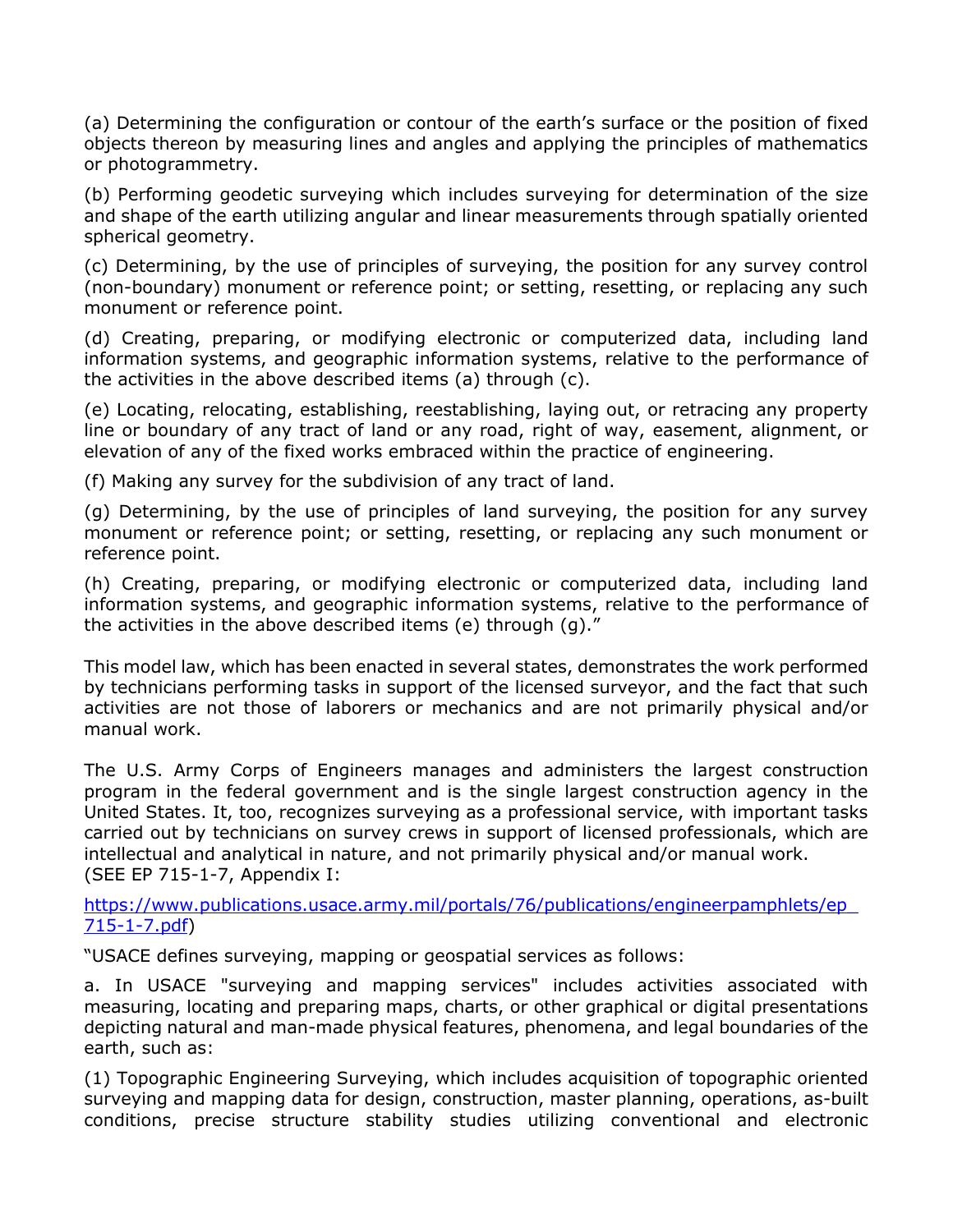(a) Determining the configuration or contour of the earth's surface or the position of fixed objects thereon by measuring lines and angles and applying the principles of mathematics or photogrammetry.

(b) Performing geodetic surveying which includes surveying for determination of the size and shape of the earth utilizing angular and linear measurements through spatially oriented spherical geometry.

(c) Determining, by the use of principles of surveying, the position for any survey control (non-boundary) monument or reference point; or setting, resetting, or replacing any such monument or reference point.

(d) Creating, preparing, or modifying electronic or computerized data, including land information systems, and geographic information systems, relative to the performance of the activities in the above described items (a) through (c).

(e) Locating, relocating, establishing, reestablishing, laying out, or retracing any property line or boundary of any tract of land or any road, right of way, easement, alignment, or elevation of any of the fixed works embraced within the practice of engineering.

(f) Making any survey for the subdivision of any tract of land.

(g) Determining, by the use of principles of land surveying, the position for any survey monument or reference point; or setting, resetting, or replacing any such monument or reference point.

(h) Creating, preparing, or modifying electronic or computerized data, including land information systems, and geographic information systems, relative to the performance of the activities in the above described items (e) through (g)."

This model law, which has been enacted in several states, demonstrates the work performed by technicians performing tasks in support of the licensed surveyor, and the fact that such activities are not those of laborers or mechanics and are not primarily physical and/or manual work.

The U.S. Army Corps of Engineers manages and administers the largest construction program in the federal government and is the single largest construction agency in the United States. It, too, recognizes surveying as a professional service, with important tasks carried out by technicians on survey crews in support of licensed professionals, which are intellectual and analytical in nature, and not primarily physical and/or manual work.
(SEE EP 715-1-7, Appendix I:

https://www.publications.usace.army.mil/portals/76/publications/engineerpamphlets/ep_715-1-7.pdf)

"USACE defines surveying, mapping or geospatial services as follows:

a. In USACE "surveying and mapping services" includes activities associated with measuring, locating and preparing maps, charts, or other graphical or digital presentations depicting natural and man-made physical features, phenomena, and legal boundaries of the earth, such as:

(1) Topographic Engineering Surveying, which includes acquisition of topographic oriented surveying and mapping data for design, construction, master planning, operations, as-built conditions, precise structure stability studies utilizing conventional and electronic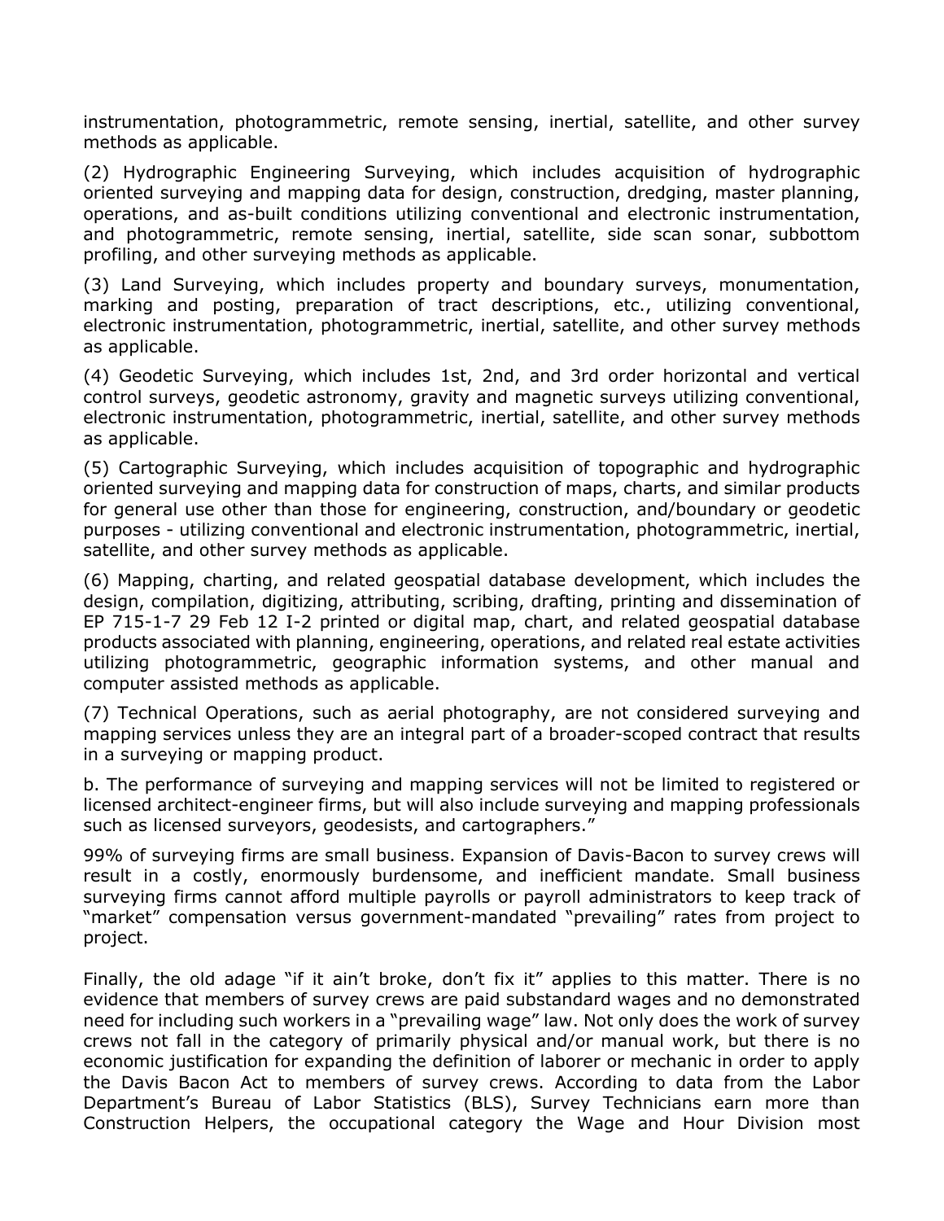instrumentation, photogrammetric, remote sensing, inertial, satellite, and other survey methods as applicable.

(2) Hydrographic Engineering Surveying, which includes acquisition of hydrographic oriented surveying and mapping data for design, construction, dredging, master planning, operations, and as-built conditions utilizing conventional and electronic instrumentation, and photogrammetric, remote sensing, inertial, satellite, side scan sonar, subbottom profiling, and other surveying methods as applicable.

(3) Land Surveying, which includes property and boundary surveys, monumentation, marking and posting, preparation of tract descriptions, etc., utilizing conventional, electronic instrumentation, photogrammetric, inertial, satellite, and other survey methods as applicable.

(4) Geodetic Surveying, which includes 1st, 2nd, and 3rd order horizontal and vertical control surveys, geodetic astronomy, gravity and magnetic surveys utilizing conventional, electronic instrumentation, photogrammetric, inertial, satellite, and other survey methods as applicable.

(5) Cartographic Surveying, which includes acquisition of topographic and hydrographic oriented surveying and mapping data for construction of maps, charts, and similar products for general use other than those for engineering, construction, and/boundary or geodetic purposes - utilizing conventional and electronic instrumentation, photogrammetric, inertial, satellite, and other survey methods as applicable.

(6) Mapping, charting, and related geospatial database development, which includes the design, compilation, digitizing, attributing, scribing, drafting, printing and dissemination of EP 715-1-7 29 Feb 12 I-2 printed or digital map, chart, and related geospatial database products associated with planning, engineering, operations, and related real estate activities utilizing photogrammetric, geographic information systems, and other manual and computer assisted methods as applicable.

(7) Technical Operations, such as aerial photography, are not considered surveying and mapping services unless they are an integral part of a broader-scoped contract that results in a surveying or mapping product.

b. The performance of surveying and mapping services will not be limited to registered or licensed architect-engineer firms, but will also include surveying and mapping professionals such as licensed surveyors, geodesists, and cartographers."

99% of surveying firms are small business. Expansion of Davis-Bacon to survey crews will result in a costly, enormously burdensome, and inefficient mandate. Small business surveying firms cannot afford multiple payrolls or payroll administrators to keep track of "market" compensation versus government-mandated "prevailing" rates from project to project.

Finally, the old adage "if it ain't broke, don't fix it" applies to this matter. There is no evidence that members of survey crews are paid substandard wages and no demonstrated need for including such workers in a "prevailing wage" law. Not only does the work of survey crews not fall in the category of primarily physical and/or manual work, but there is no economic justification for expanding the definition of laborer or mechanic in order to apply the Davis Bacon Act to members of survey crews. According to data from the Labor Department's Bureau of Labor Statistics (BLS), Survey Technicians earn more than Construction Helpers, the occupational category the Wage and Hour Division most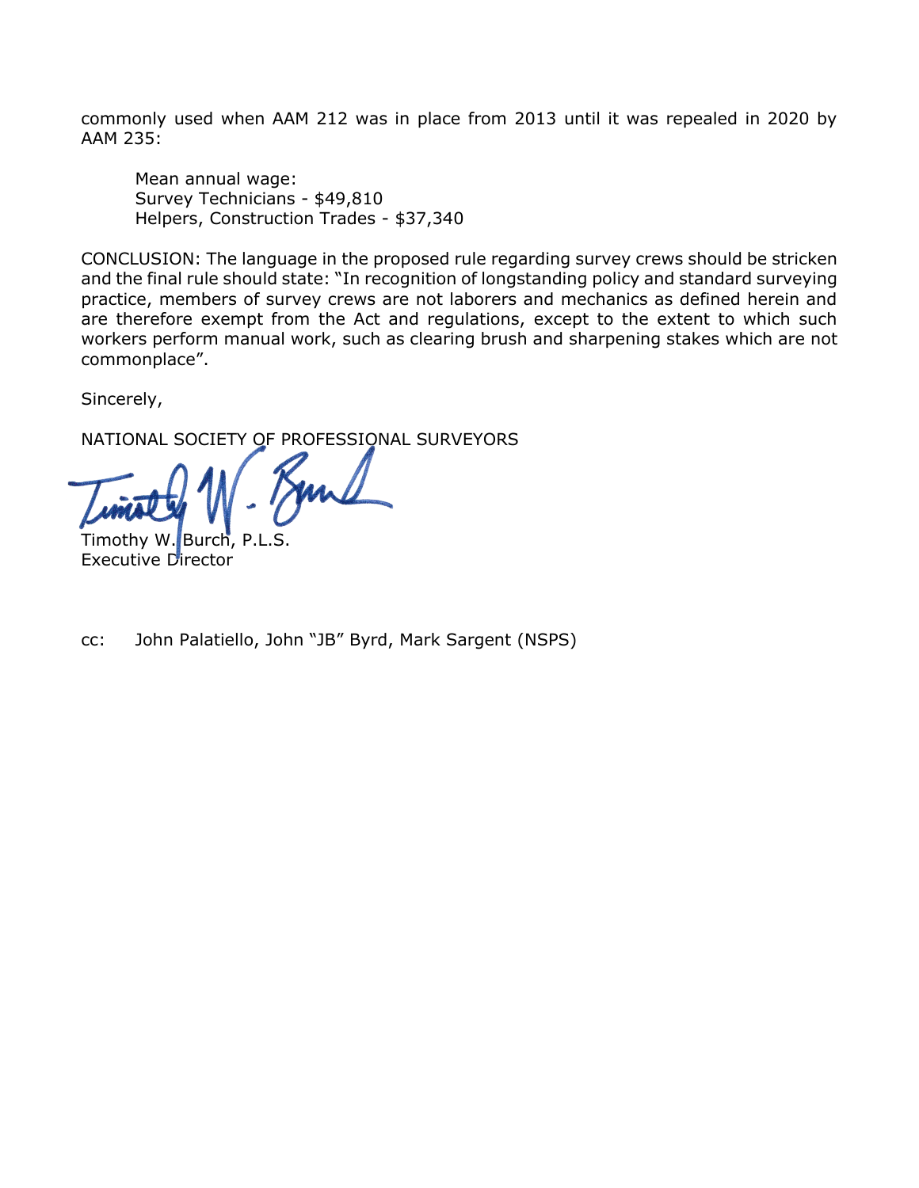commonly used when AAM 212 was in place from 2013 until it was repealed in 2020 by AAM 235:

> Mean annual wage:
> Survey Technicians - $49,810
> Helpers, Construction Trades - $37,340

CONCLUSION: The language in the proposed rule regarding survey crews should be stricken and the final rule should state: "In recognition of longstanding policy and standard surveying practice, members of survey crews are not laborers and mechanics as defined herein and are therefore exempt from the Act and regulations, except to the extent to which such workers perform manual work, such as clearing brush and sharpening stakes which are not commonplace".

Sincerely,

NATIONAL SOCIETY OF PROFESSIONAL SURVEYORS

Timothy W. Burch, P.L.S.
Executive Director

cc: John Palatiello, John "JB" Byrd, Mark Sargent (NSPS)